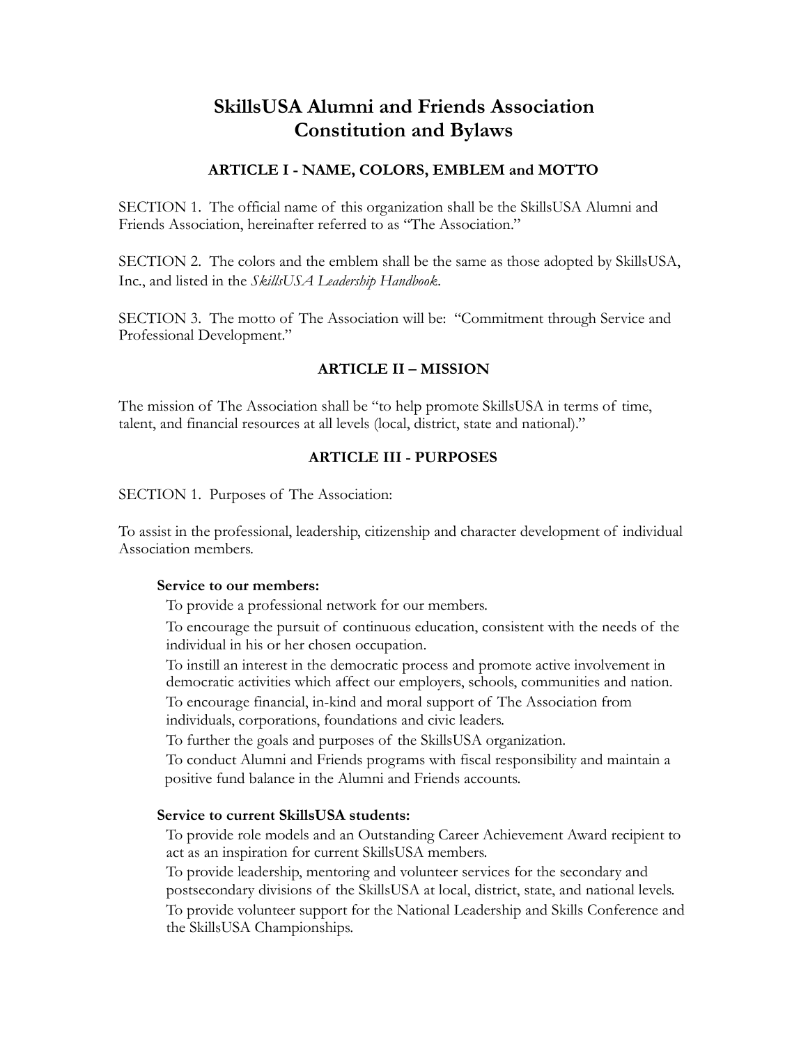# SkillsUSA Alumni and Friends Association Constitution and Bylaws

## ARTICLE I - NAME, COLORS, EMBLEM and MOTTO

SECTION 1. The official name of this organization shall be the SkillsUSA Alumni and Friends Association, hereinafter referred to as "The Association."

SECTION 2. The colors and the emblem shall be the same as those adopted by SkillsUSA, Inc., and listed in the *SkillsUSA Leadership Handbook*.

SECTION 3. The motto of The Association will be: "Commitment through Service and Professional Development."

## ARTICLE II – MISSION

The mission of The Association shall be "to help promote SkillsUSA in terms of time, talent, and financial resources at all levels (local, district, state and national)."

## ARTICLE III - PURPOSES

SECTION 1. Purposes of The Association:

To assist in the professional, leadership, citizenship and character development of individual Association members.

**Service to our members:**

To provide a professional network for our members.

To encourage the pursuit of continuous education, consistent with the needs of the individual in his or her chosen occupation.

To instill an interest in the democratic process and promote active involvement in democratic activities which affect our employers, schools, communities and nation.

To encourage financial, in-kind and moral support of The Association from individuals, corporations, foundations and civic leaders.

To further the goals and purposes of the SkillsUSA organization.

To conduct Alumni and Friends programs with fiscal responsibility and maintain a positive fund balance in the Alumni and Friends accounts.

**Service to current SkillsUSA students:**

To provide role models and an Outstanding Career Achievement Award recipient to act as an inspiration for current SkillsUSA members.

To provide leadership, mentoring and volunteer services for the secondary and postsecondary divisions of the SkillsUSA at local, district, state, and national levels.

To provide volunteer support for the National Leadership and Skills Conference and the SkillsUSA Championships.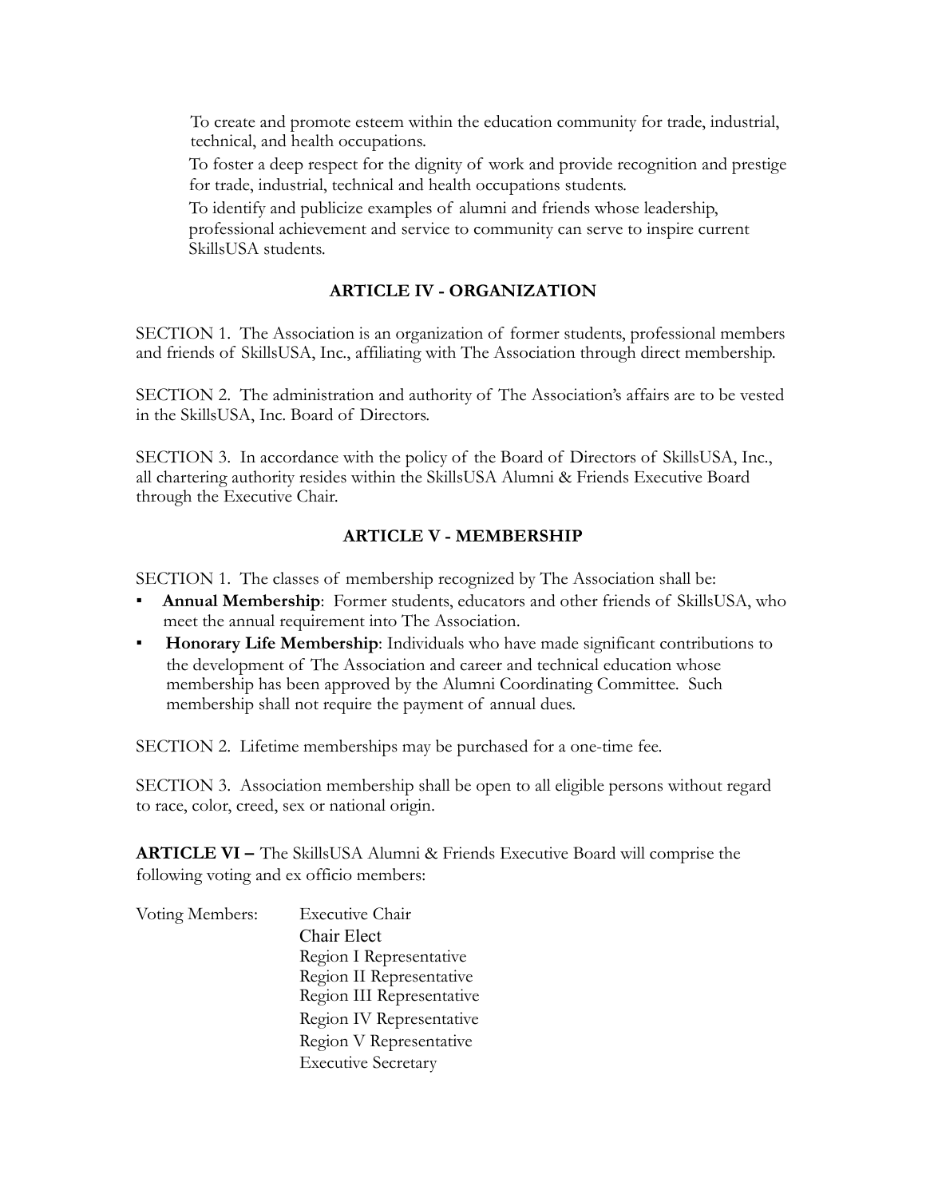To create and promote esteem within the education community for trade, industrial, technical, and health occupations.

To foster a deep respect for the dignity of work and provide recognition and prestige for trade, industrial, technical and health occupations students.

To identify and publicize examples of alumni and friends whose leadership, professional achievement and service to community can serve to inspire current SkillsUSA students.

## ARTICLE IV - ORGANIZATION

SECTION 1. The Association is an organization of former students, professional members and friends of SkillsUSA, Inc., affiliating with The Association through direct membership.

SECTION 2. The administration and authority of The Association's affairs are to be vested in the SkillsUSA, Inc. Board of Directors.

SECTION 3. In accordance with the policy of the Board of Directors of SkillsUSA, Inc., all chartering authority resides within the SkillsUSA Alumni & Friends Executive Board through the Executive Chair.

## ARTICLE V - MEMBERSHIP

SECTION 1. The classes of membership recognized by The Association shall be:

- **Annual Membership**: Former students, educators and other friends of SkillsUSA, who meet the annual requirement into The Association.
- **Honorary Life Membership**: Individuals who have made significant contributions to the development of The Association and career and technical education whose membership has been approved by the Alumni Coordinating Committee. Such membership shall not require the payment of annual dues.

SECTION 2. Lifetime memberships may be purchased for a one-time fee.

SECTION 3. Association membership shall be open to all eligible persons without regard to race, color, creed, sex or national origin.

**ARTICLE VI –** The SkillsUSA Alumni & Friends Executive Board will comprise the following voting and ex officio members:

Voting Members:
- Executive Chair
- Chair Elect
- Region I Representative
- Region II Representative
- Region III Representative
- Region IV Representative
- Region V Representative
- Executive Secretary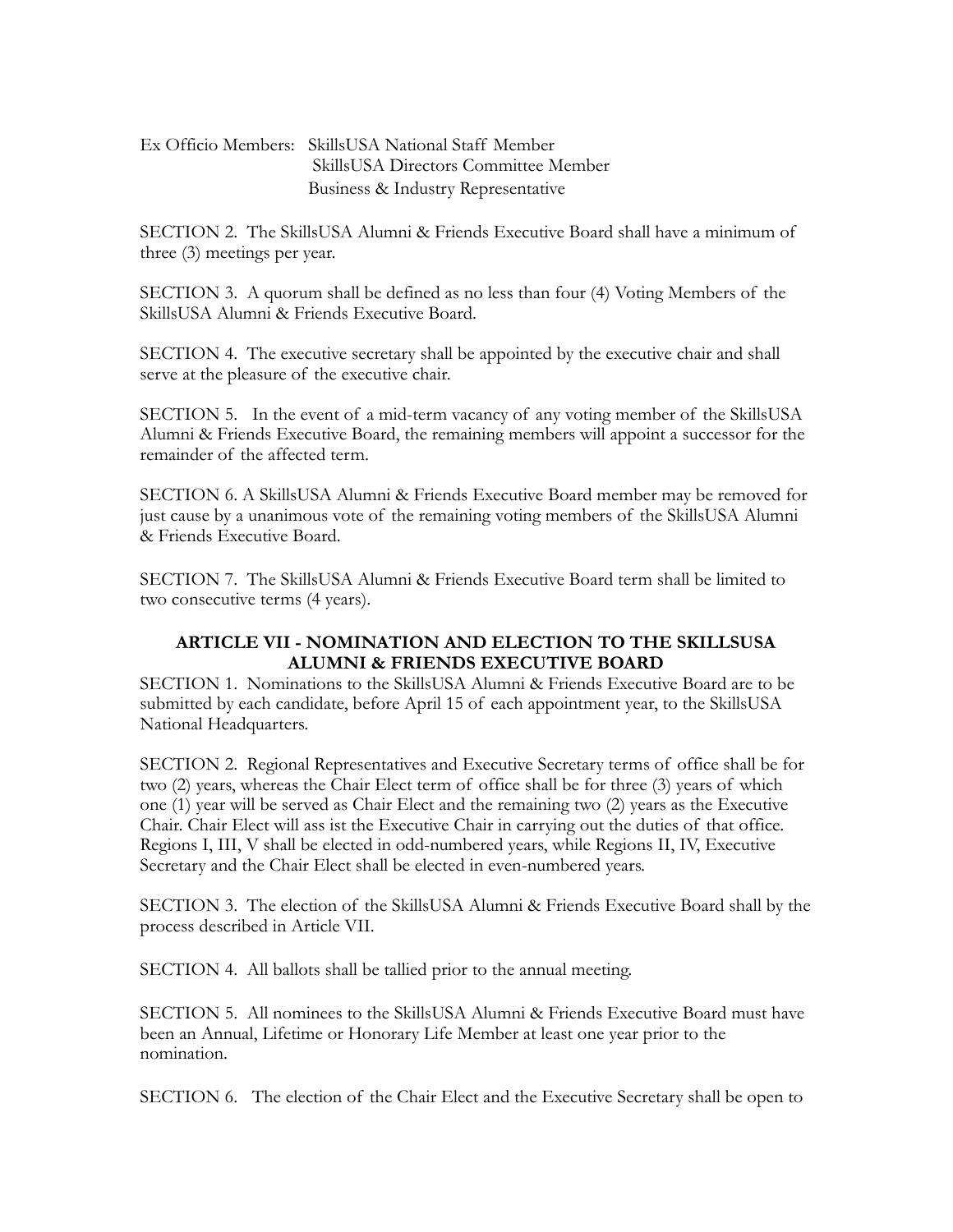Ex Officio Members: SkillsUSA National Staff Member
SkillsUSA Directors Committee Member
Business & Industry Representative

SECTION 2. The SkillsUSA Alumni & Friends Executive Board shall have a minimum of three (3) meetings per year.

SECTION 3. A quorum shall be defined as no less than four (4) Voting Members of the SkillsUSA Alumni & Friends Executive Board.

SECTION 4. The executive secretary shall be appointed by the executive chair and shall serve at the pleasure of the executive chair.

SECTION 5. In the event of a mid-term vacancy of any voting member of the SkillsUSA Alumni & Friends Executive Board, the remaining members will appoint a successor for the remainder of the affected term.

SECTION 6. A SkillsUSA Alumni & Friends Executive Board member may be removed for just cause by a unanimous vote of the remaining voting members of the SkillsUSA Alumni & Friends Executive Board.

SECTION 7. The SkillsUSA Alumni & Friends Executive Board term shall be limited to two consecutive terms (4 years).

## ARTICLE VII - NOMINATION AND ELECTION TO THE SKILLSUSA ALUMNI & FRIENDS EXECUTIVE BOARD

SECTION 1. Nominations to the SkillsUSA Alumni & Friends Executive Board are to be submitted by each candidate, before April 15 of each appointment year, to the SkillsUSA National Headquarters.

SECTION 2. Regional Representatives and Executive Secretary terms of office shall be for two (2) years, whereas the Chair Elect term of office shall be for three (3) years of which one (1) year will be served as Chair Elect and the remaining two (2) years as the Executive Chair. Chair Elect will ass ist the Executive Chair in carrying out the duties of that office. Regions I, III, V shall be elected in odd-numbered years, while Regions II, IV, Executive Secretary and the Chair Elect shall be elected in even-numbered years.

SECTION 3. The election of the SkillsUSA Alumni & Friends Executive Board shall by the process described in Article VII.

SECTION 4. All ballots shall be tallied prior to the annual meeting.

SECTION 5. All nominees to the SkillsUSA Alumni & Friends Executive Board must have been an Annual, Lifetime or Honorary Life Member at least one year prior to the nomination.

SECTION 6. The election of the Chair Elect and the Executive Secretary shall be open to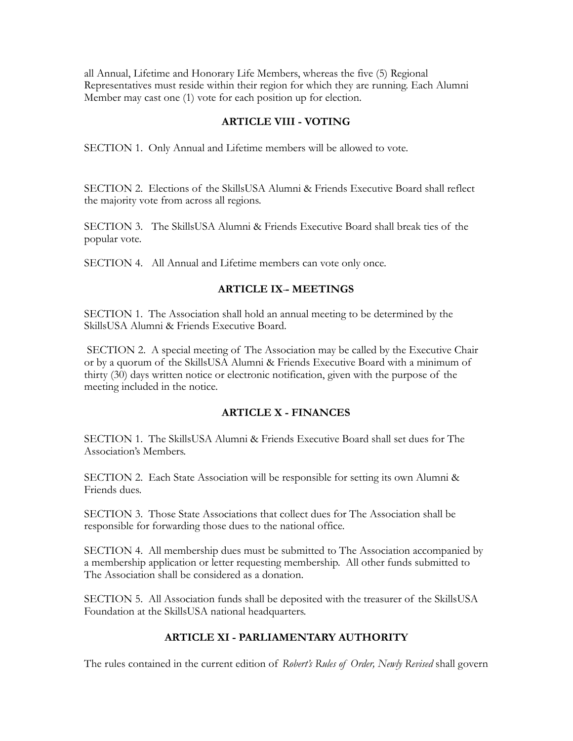all Annual, Lifetime and Honorary Life Members, whereas the five (5) Regional Representatives must reside within their region for which they are running. Each Alumni Member may cast one (1) vote for each position up for election.

## ARTICLE VIII - VOTING

SECTION 1. Only Annual and Lifetime members will be allowed to vote.

SECTION 2. Elections of the SkillsUSA Alumni & Friends Executive Board shall reflect the majority vote from across all regions.

SECTION 3. The SkillsUSA Alumni & Friends Executive Board shall break ties of the popular vote.

SECTION 4. All Annual and Lifetime members can vote only once.

## ARTICLE IX– MEETINGS

SECTION 1. The Association shall hold an annual meeting to be determined by the SkillsUSA Alumni & Friends Executive Board.

SECTION 2. A special meeting of The Association may be called by the Executive Chair or by a quorum of the SkillsUSA Alumni & Friends Executive Board with a minimum of thirty (30) days written notice or electronic notification, given with the purpose of the meeting included in the notice.

## ARTICLE X - FINANCES

SECTION 1. The SkillsUSA Alumni & Friends Executive Board shall set dues for The Association's Members.

SECTION 2. Each State Association will be responsible for setting its own Alumni & Friends dues.

SECTION 3. Those State Associations that collect dues for The Association shall be responsible for forwarding those dues to the national office.

SECTION 4. All membership dues must be submitted to The Association accompanied by a membership application or letter requesting membership. All other funds submitted to The Association shall be considered as a donation.

SECTION 5. All Association funds shall be deposited with the treasurer of the SkillsUSA Foundation at the SkillsUSA national headquarters.

## ARTICLE XI - PARLIAMENTARY AUTHORITY

The rules contained in the current edition of *Robert's Rules of Order, Newly Revised* shall govern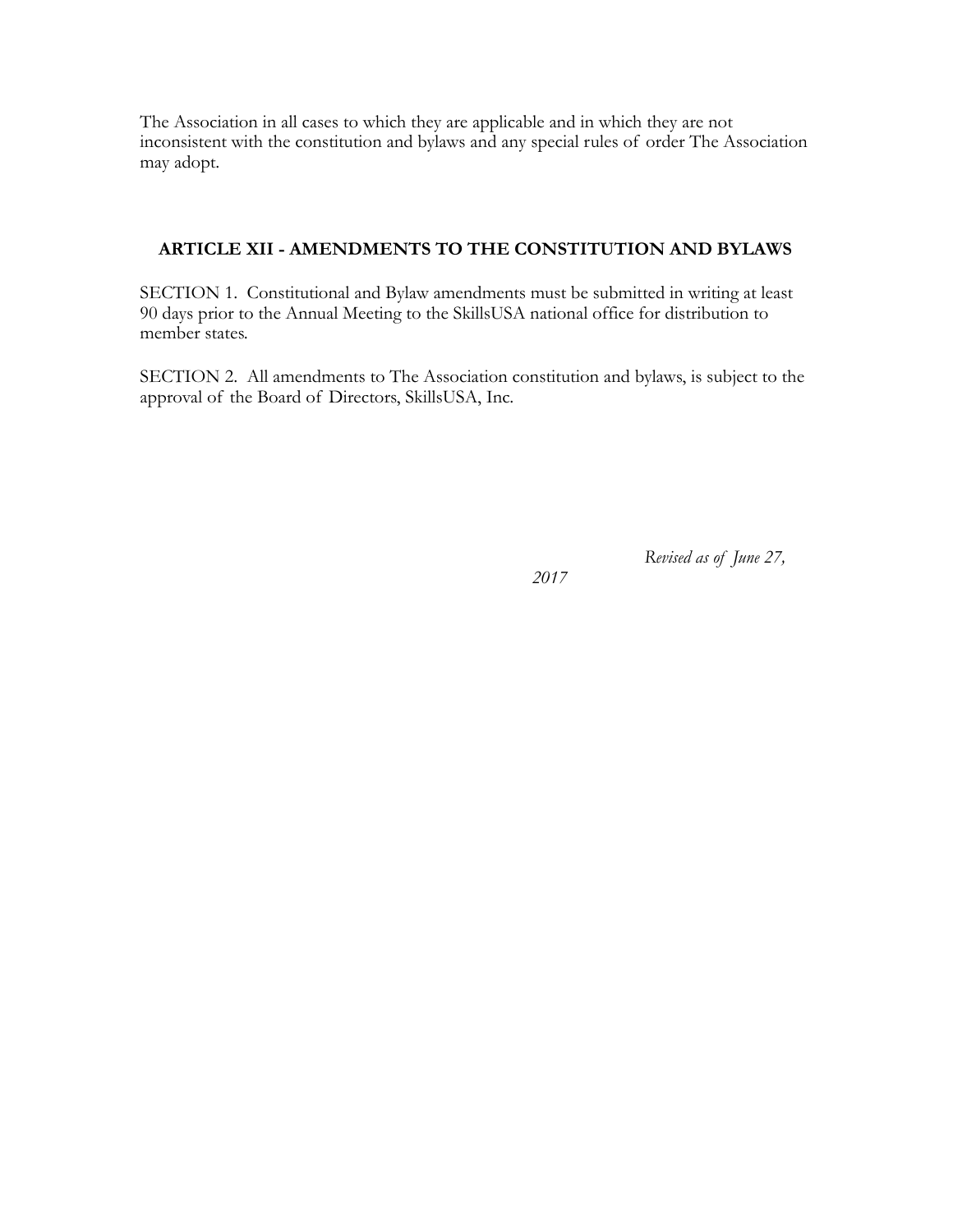The Association in all cases to which they are applicable and in which they are not inconsistent with the constitution and bylaws and any special rules of order The Association may adopt.

## ARTICLE XII - AMENDMENTS TO THE CONSTITUTION AND BYLAWS

SECTION 1. Constitutional and Bylaw amendments must be submitted in writing at least 90 days prior to the Annual Meeting to the SkillsUSA national office for distribution to member states.

SECTION 2. All amendments to The Association constitution and bylaws, is subject to the approval of the Board of Directors, SkillsUSA, Inc.

*Revised as of June 27, 2017*